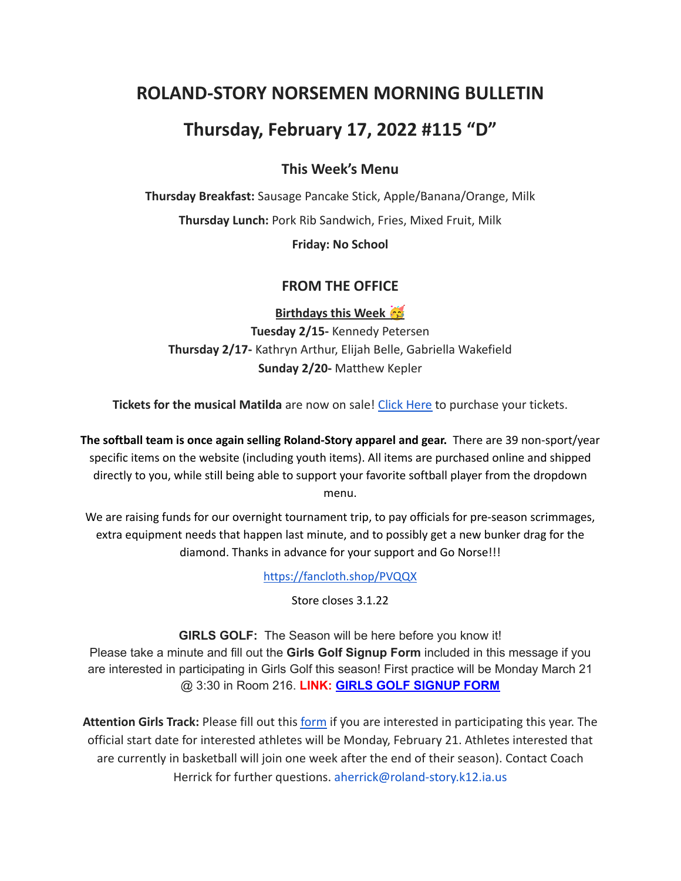# ROLAND-STORY NORSEMEN MORNING BULLETIN

## Thursday, February 17, 2022 #115 "D"

### This Week's Menu

**Thursday Breakfast:** Sausage Pancake Stick, Apple/Banana/Orange, Milk

**Thursday Lunch:** Pork Rib Sandwich, Fries, Mixed Fruit, Milk

**Friday: No School**

### FROM THE OFFICE

**Birthdays this Week 🥳**

**Tuesday 2/15-** Kennedy Petersen
**Thursday 2/17-** Kathryn Arthur, Elijah Belle, Gabriella Wakefield
**Sunday 2/20-** Matthew Kepler

**Tickets for the musical Matilda** are now on sale! Click Here to purchase your tickets.

**The softball team is once again selling Roland-Story apparel and gear.** There are 39 non-sport/year specific items on the website (including youth items). All items are purchased online and shipped directly to you, while still being able to support your favorite softball player from the dropdown menu.

We are raising funds for our overnight tournament trip, to pay officials for pre-season scrimmages, extra equipment needs that happen last minute, and to possibly get a new bunker drag for the diamond. Thanks in advance for your support and Go Norse!!!

https://fancloth.shop/PVQQX

Store closes 3.1.22

**GIRLS GOLF:** The Season will be here before you know it!
Please take a minute and fill out the **Girls Golf Signup Form** included in this message if you are interested in participating in Girls Golf this season! First practice will be Monday March 21 @ 3:30 in Room 216. **LINK: GIRLS GOLF SIGNUP FORM**

**Attention Girls Track:** Please fill out this form if you are interested in participating this year. The official start date for interested athletes will be Monday, February 21. Athletes interested that are currently in basketball will join one week after the end of their season). Contact Coach Herrick for further questions. aherrick@roland-story.k12.ia.us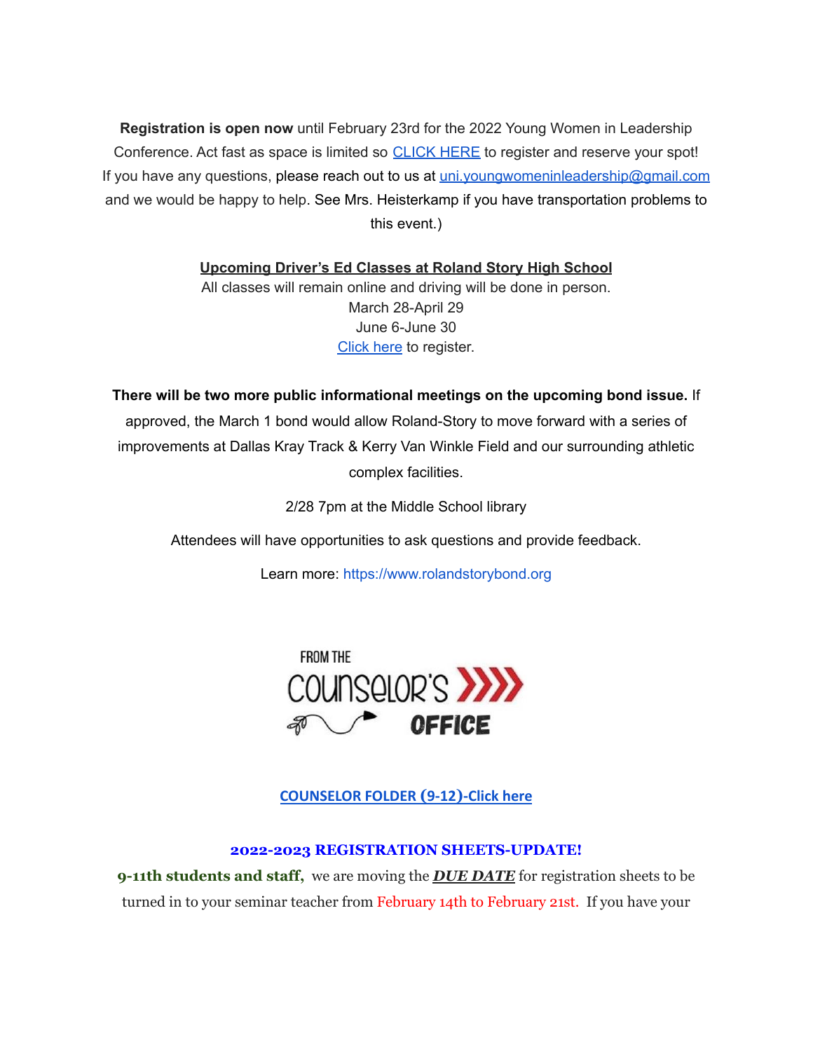**Registration is open now** until February 23rd for the 2022 Young Women in Leadership Conference. Act fast as space is limited so [CLICK HERE] to register and reserve your spot! If you have any questions, please reach out to us at uni.youngwomeninleadership@gmail.com and we would be happy to help. See Mrs. Heisterkamp if you have transportation problems to this event.)

**Upcoming Driver's Ed Classes at Roland Story High School**

All classes will remain online and driving will be done in person.
March 28-April 29
June 6-June 30
[Click here] to register.

**There will be two more public informational meetings on the upcoming bond issue.** If approved, the March 1 bond would allow Roland-Story to move forward with a series of improvements at Dallas Kray Track & Kerry Van Winkle Field and our surrounding athletic complex facilities.

2/28 7pm at the Middle School library

Attendees will have opportunities to ask questions and provide feedback.

Learn more: https://www.rolandstorybond.org

FROM THE COUNSELOR'S OFFICE

**COUNSELOR FOLDER (9-12)-Click here**

**2022-2023 REGISTRATION SHEETS-UPDATE!**

**9-11th students and staff,** we are moving the ***DUE DATE*** for registration sheets to be turned in to your seminar teacher from February 14th to February 21st. If you have your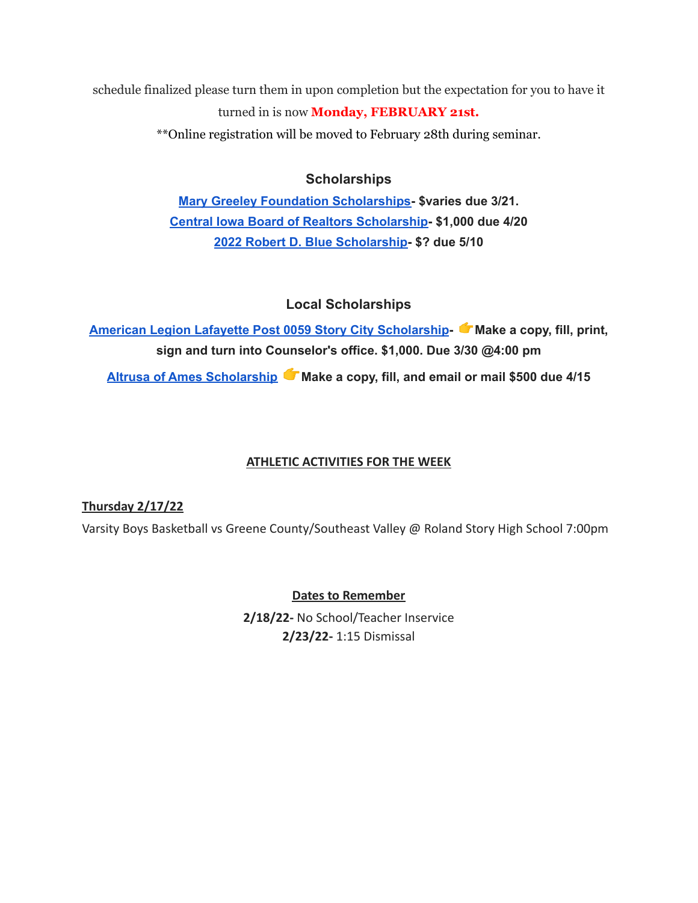schedule finalized please turn them in upon completion but the expectation for you to have it turned in is now **Monday, FEBRUARY 21st.**

**Online registration will be moved to February 28th during seminar.

### Scholarships

**Mary Greeley Foundation Scholarships- $varies due 3/21.**
**Central Iowa Board of Realtors Scholarship- $1,000 due 4/20**
**2022 Robert D. Blue Scholarship- $? due 5/10**

### Local Scholarships

**American Legion Lafayette Post 0059 Story City Scholarship- 👉Make a copy, fill, print, sign and turn into Counselor's office. $1,000. Due 3/30 @4:00 pm**

**Altrusa of Ames Scholarship 👉Make a copy, fill, and email or mail $500 due 4/15**

### ATHLETIC ACTIVITIES FOR THE WEEK

**Thursday 2/17/22**

Varsity Boys Basketball vs Greene County/Southeast Valley @ Roland Story High School 7:00pm

### Dates to Remember

**2/18/22-** No School/Teacher Inservice
**2/23/22-** 1:15 Dismissal